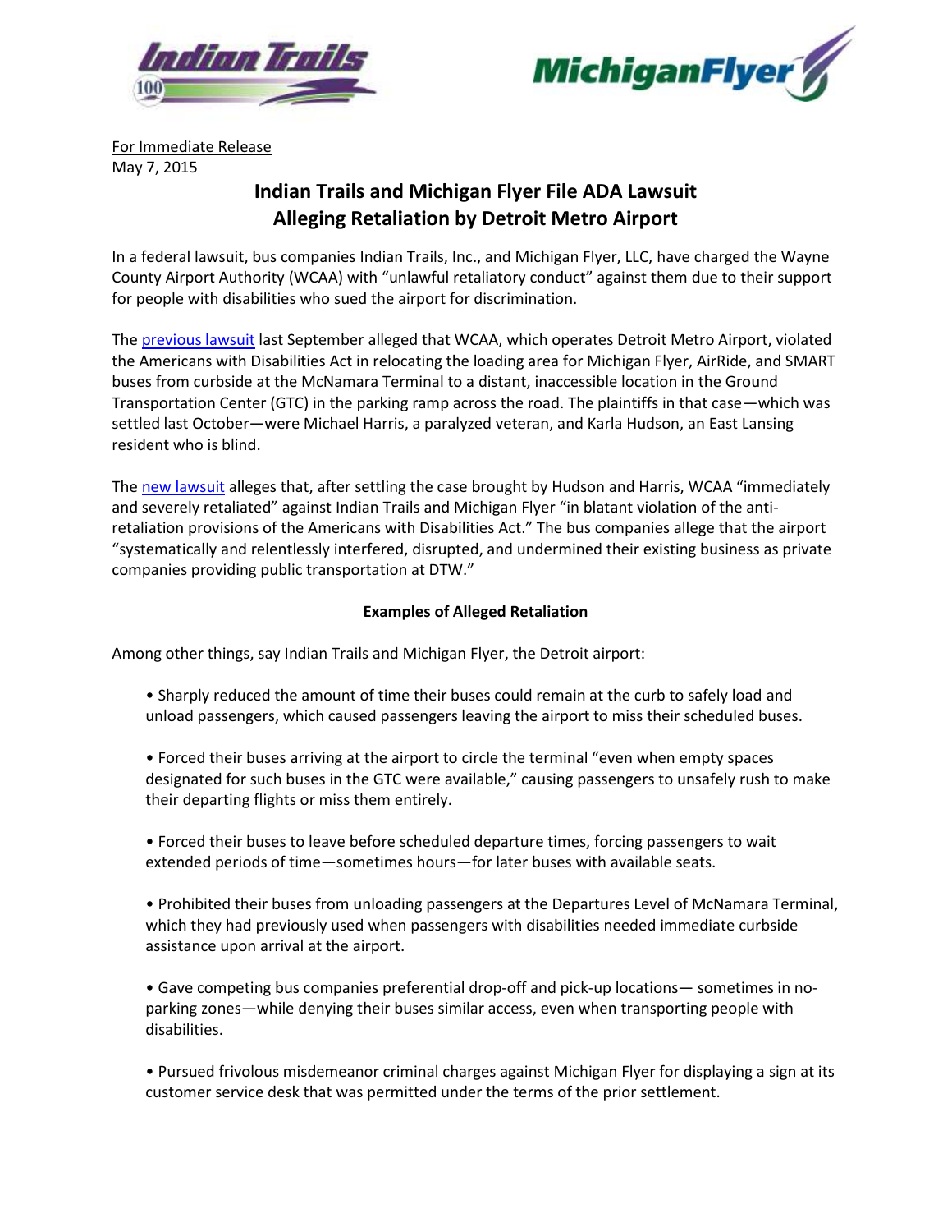For Immediate Release
May 7, 2015

# Indian Trails and Michigan Flyer File ADA Lawsuit Alleging Retaliation by Detroit Metro Airport

In a federal lawsuit, bus companies Indian Trails, Inc., and Michigan Flyer, LLC, have charged the Wayne County Airport Authority (WCAA) with "unlawful retaliatory conduct" against them due to their support for people with disabilities who sued the airport for discrimination.

The previous lawsuit last September alleged that WCAA, which operates Detroit Metro Airport, violated the Americans with Disabilities Act in relocating the loading area for Michigan Flyer, AirRide, and SMART buses from curbside at the McNamara Terminal to a distant, inaccessible location in the Ground Transportation Center (GTC) in the parking ramp across the road. The plaintiffs in that case—which was settled last October—were Michael Harris, a paralyzed veteran, and Karla Hudson, an East Lansing resident who is blind.

The new lawsuit alleges that, after settling the case brought by Hudson and Harris, WCAA "immediately and severely retaliated" against Indian Trails and Michigan Flyer "in blatant violation of the anti-retaliation provisions of the Americans with Disabilities Act." The bus companies allege that the airport "systematically and relentlessly interfered, disrupted, and undermined their existing business as private companies providing public transportation at DTW."

## Examples of Alleged Retaliation

Among other things, say Indian Trails and Michigan Flyer, the Detroit airport:

- Sharply reduced the amount of time their buses could remain at the curb to safely load and unload passengers, which caused passengers leaving the airport to miss their scheduled buses.
- Forced their buses arriving at the airport to circle the terminal "even when empty spaces designated for such buses in the GTC were available," causing passengers to unsafely rush to make their departing flights or miss them entirely.
- Forced their buses to leave before scheduled departure times, forcing passengers to wait extended periods of time—sometimes hours—for later buses with available seats.
- Prohibited their buses from unloading passengers at the Departures Level of McNamara Terminal, which they had previously used when passengers with disabilities needed immediate curbside assistance upon arrival at the airport.
- Gave competing bus companies preferential drop-off and pick-up locations— sometimes in no-parking zones—while denying their buses similar access, even when transporting people with disabilities.
- Pursued frivolous misdemeanor criminal charges against Michigan Flyer for displaying a sign at its customer service desk that was permitted under the terms of the prior settlement.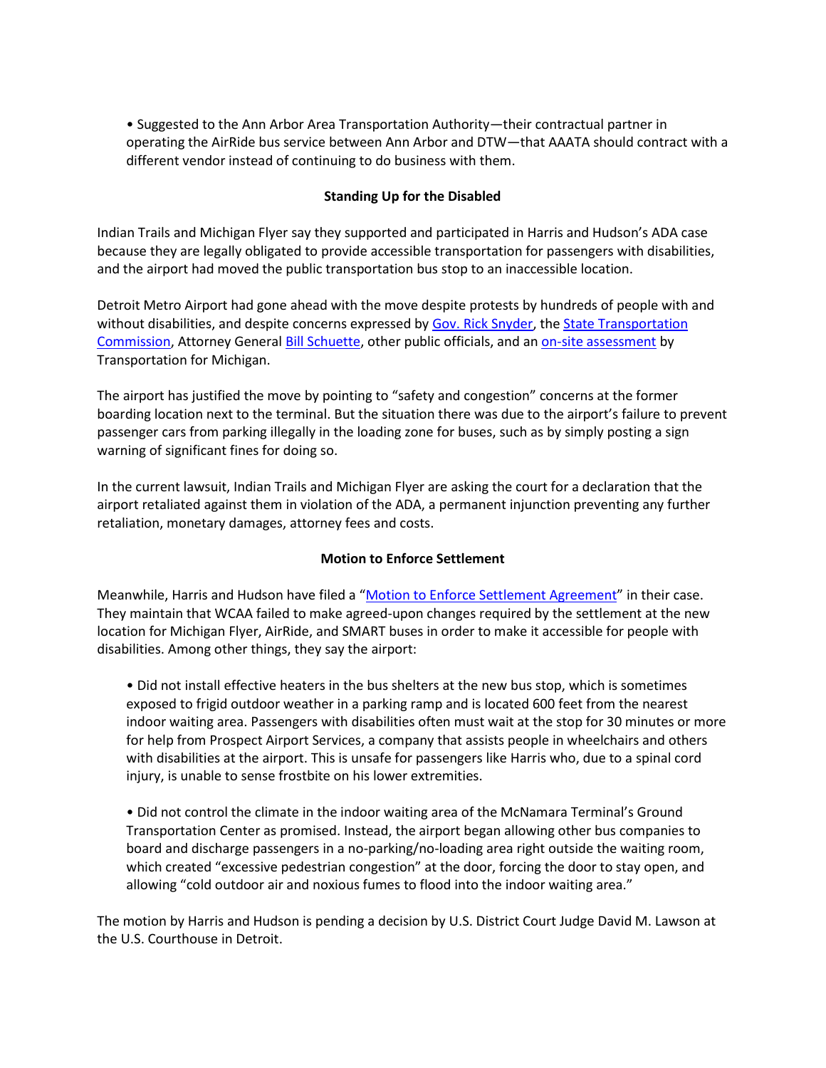- Suggested to the Ann Arbor Area Transportation Authority—their contractual partner in operating the AirRide bus service between Ann Arbor and DTW—that AAATA should contract with a different vendor instead of continuing to do business with them.

## Standing Up for the Disabled

Indian Trails and Michigan Flyer say they supported and participated in Harris and Hudson's ADA case because they are legally obligated to provide accessible transportation for passengers with disabilities, and the airport had moved the public transportation bus stop to an inaccessible location.

Detroit Metro Airport had gone ahead with the move despite protests by hundreds of people with and without disabilities, and despite concerns expressed by Gov. Rick Snyder, the State Transportation Commission, Attorney General Bill Schuette, other public officials, and an on-site assessment by Transportation for Michigan.

The airport has justified the move by pointing to "safety and congestion" concerns at the former boarding location next to the terminal. But the situation there was due to the airport's failure to prevent passenger cars from parking illegally in the loading zone for buses, such as by simply posting a sign warning of significant fines for doing so.

In the current lawsuit, Indian Trails and Michigan Flyer are asking the court for a declaration that the airport retaliated against them in violation of the ADA, a permanent injunction preventing any further retaliation, monetary damages, attorney fees and costs.

## Motion to Enforce Settlement

Meanwhile, Harris and Hudson have filed a "Motion to Enforce Settlement Agreement" in their case. They maintain that WCAA failed to make agreed-upon changes required by the settlement at the new location for Michigan Flyer, AirRide, and SMART buses in order to make it accessible for people with disabilities. Among other things, they say the airport:

- Did not install effective heaters in the bus shelters at the new bus stop, which is sometimes exposed to frigid outdoor weather in a parking ramp and is located 600 feet from the nearest indoor waiting area. Passengers with disabilities often must wait at the stop for 30 minutes or more for help from Prospect Airport Services, a company that assists people in wheelchairs and others with disabilities at the airport. This is unsafe for passengers like Harris who, due to a spinal cord injury, is unable to sense frostbite on his lower extremities.

- Did not control the climate in the indoor waiting area of the McNamara Terminal's Ground Transportation Center as promised. Instead, the airport began allowing other bus companies to board and discharge passengers in a no-parking/no-loading area right outside the waiting room, which created "excessive pedestrian congestion" at the door, forcing the door to stay open, and allowing "cold outdoor air and noxious fumes to flood into the indoor waiting area."

The motion by Harris and Hudson is pending a decision by U.S. District Court Judge David M. Lawson at the U.S. Courthouse in Detroit.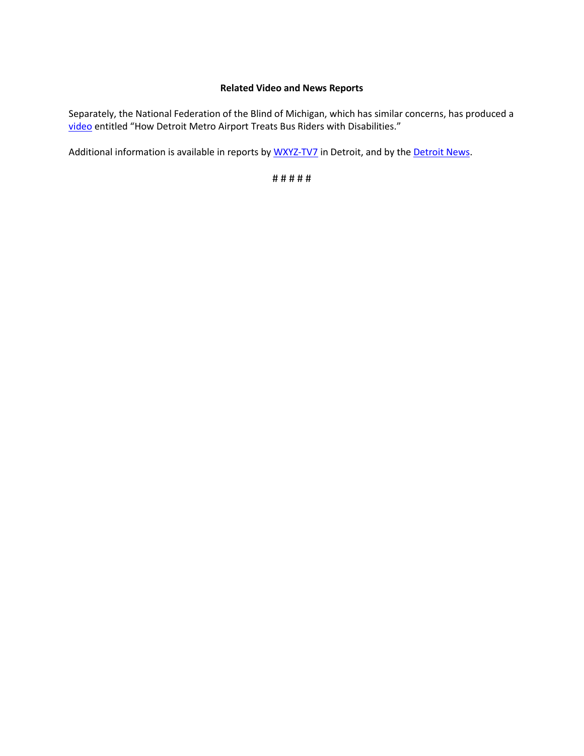**Related Video and News Reports**

Separately, the National Federation of the Blind of Michigan, which has similar concerns, has produced a video entitled "How Detroit Metro Airport Treats Bus Riders with Disabilities."

Additional information is available in reports by WXYZ-TV7 in Detroit, and by the Detroit News.

# # # # #